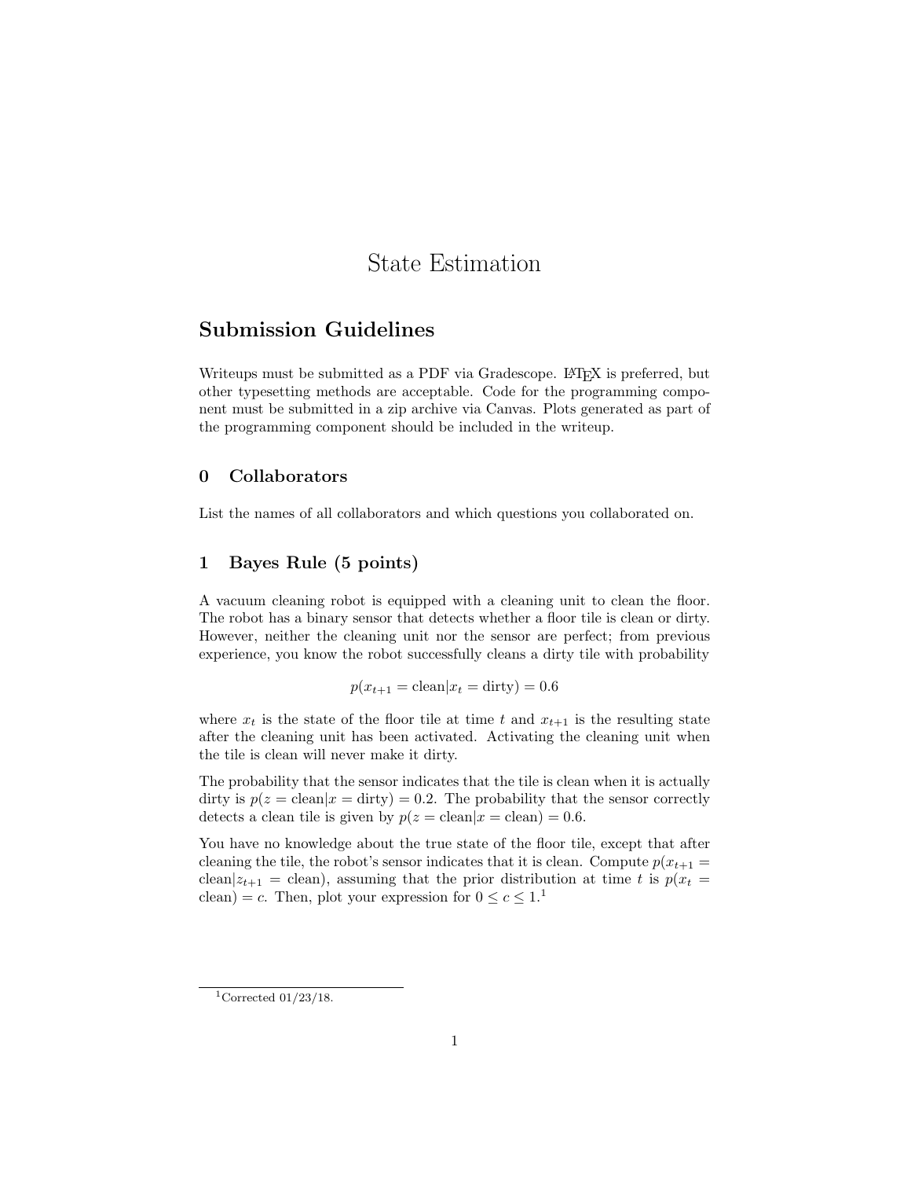# State Estimation

## Submission Guidelines

Writeups must be submitted as a PDF via Gradescope. LaTeX is preferred, but other typesetting methods are acceptable. Code for the programming component must be submitted in a zip archive via Canvas. Plots generated as part of the programming component should be included in the writeup.

### 0 Collaborators

List the names of all collaborators and which questions you collaborated on.

### 1 Bayes Rule (5 points)

A vacuum cleaning robot is equipped with a cleaning unit to clean the floor. The robot has a binary sensor that detects whether a floor tile is clean or dirty. However, neither the cleaning unit nor the sensor are perfect; from previous experience, you know the robot successfully cleans a dirty tile with probability

$$p(x_{t+1} = \text{clean}|x_t = \text{dirty}) = 0.6$$

where $x_t$ is the state of the floor tile at time $t$ and $x_{t+1}$ is the resulting state after the cleaning unit has been activated. Activating the cleaning unit when the tile is clean will never make it dirty.

The probability that the sensor indicates that the tile is clean when it is actually dirty is $p(z = \text{clean}|x = \text{dirty}) = 0.2$. The probability that the sensor correctly detects a clean tile is given by $p(z = \text{clean}|x = \text{clean}) = 0.6$.

You have no knowledge about the true state of the floor tile, except that after cleaning the tile, the robot's sensor indicates that it is clean. Compute $p(x_{t+1} = \text{clean}|z_{t+1} = \text{clean})$, assuming that the prior distribution at time $t$ is $p(x_t = \text{clean}) = c$. Then, plot your expression for $0 \leq c \leq 1$.[1]

[1] Corrected 01/23/18.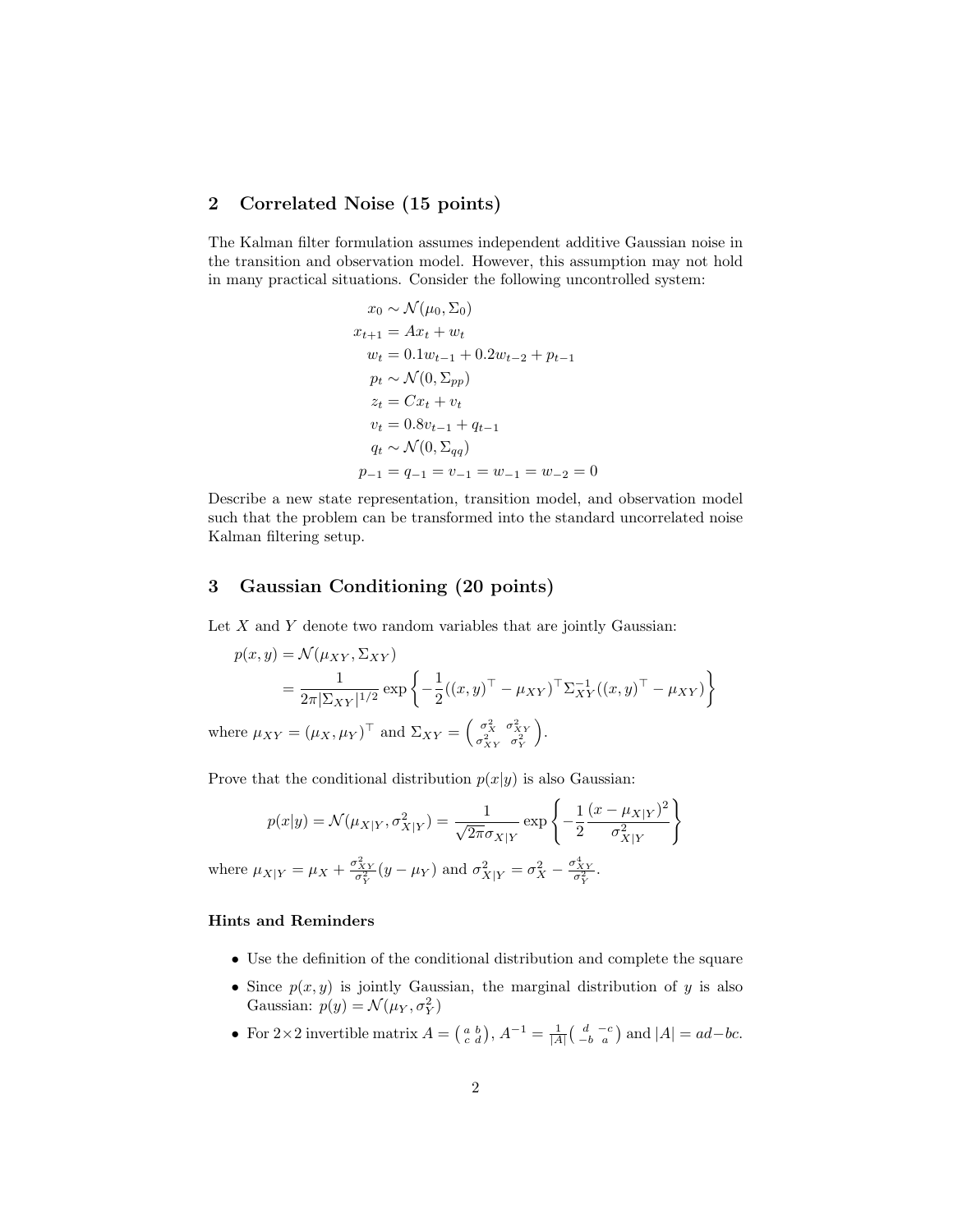## 2 Correlated Noise (15 points)

The Kalman filter formulation assumes independent additive Gaussian noise in the transition and observation model. However, this assumption may not hold in many practical situations. Consider the following uncontrolled system:

$$
\begin{aligned}
x_0 &\sim \mathcal{N}(\mu_0, \Sigma_0) \\
x_{t+1} &= A x_t + w_t \\
w_t &= 0.1 w_{t-1} + 0.2 w_{t-2} + p_{t-1} \\
p_t &\sim \mathcal{N}(0, \Sigma_{pp}) \\
z_t &= C x_t + v_t \\
v_t &= 0.8 v_{t-1} + q_{t-1} \\
q_t &\sim \mathcal{N}(0, \Sigma_{qq}) \\
p_{-1} &= q_{-1} = v_{-1} = w_{-1} = w_{-2} = 0
\end{aligned}
$$

Describe a new state representation, transition model, and observation model such that the problem can be transformed into the standard uncorrelated noise Kalman filtering setup.

## 3 Gaussian Conditioning (20 points)

Let $X$ and $Y$ denote two random variables that are jointly Gaussian:

$$
\begin{aligned}
p(x, y) &= \mathcal{N}(\mu_{XY}, \Sigma_{XY}) \\
&= \frac{1}{2\pi |\Sigma_{XY}|^{1/2}} \exp\left\{ -\frac{1}{2} ((x, y)^\top - \mu_{XY})^\top \Sigma_{XY}^{-1} ((x, y)^\top - \mu_{XY}) \right\}
\end{aligned}
$$

where $\mu_{XY} = (\mu_X, \mu_Y)^\top$ and $\Sigma_{XY} = \begin{pmatrix} \sigma_X^2 & \sigma_{XY}^2 \\ \sigma_{XY}^2 & \sigma_Y^2 \end{pmatrix}$.

Prove that the conditional distribution $p(x|y)$ is also Gaussian:

$$
p(x|y) = \mathcal{N}(\mu_{X|Y}, \sigma_{X|Y}^2) = \frac{1}{\sqrt{2\pi}\sigma_{X|Y}} \exp\left\{ -\frac{1}{2} \frac{(x - \mu_{X|Y})^2}{\sigma_{X|Y}^2} \right\}
$$

where $\mu_{X|Y} = \mu_X + \frac{\sigma_{XY}^2}{\sigma_Y^2}(y - \mu_Y)$ and $\sigma_{X|Y}^2 = \sigma_X^2 - \frac{\sigma_{XY}^4}{\sigma_Y^2}$.

### Hints and Reminders

- Use the definition of the conditional distribution and complete the square
- Since $p(x, y)$ is jointly Gaussian, the marginal distribution of $y$ is also Gaussian: $p(y) = \mathcal{N}(\mu_Y, \sigma_Y^2)$
- For $2\times 2$ invertible matrix $A = \begin{pmatrix} a & b \\ c & d \end{pmatrix}$, $A^{-1} = \frac{1}{|A|}\begin{pmatrix} d & -c \\ -b & a \end{pmatrix}$ and $|A| = ad - bc$.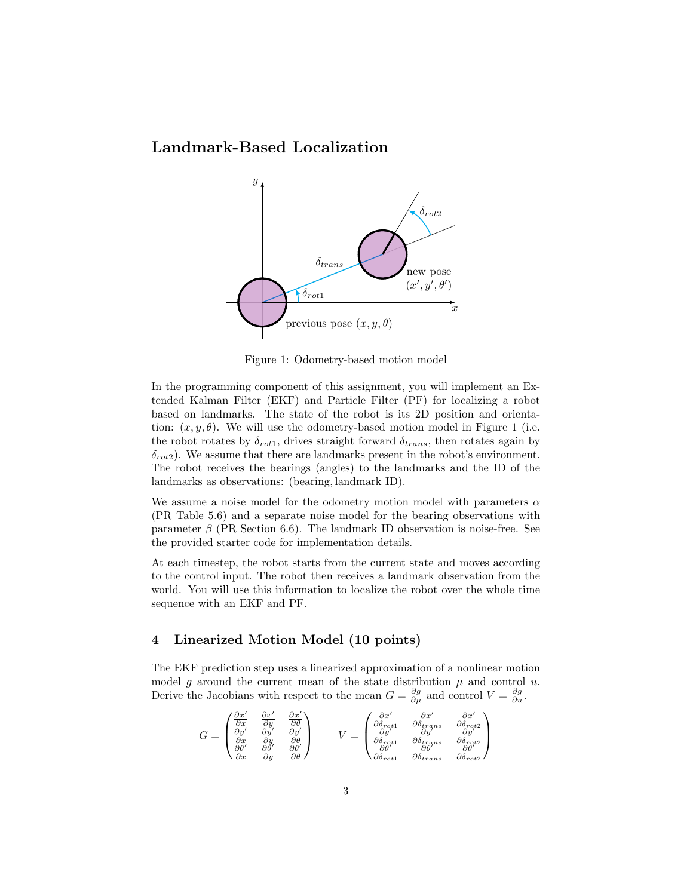## Landmark-Based Localization

Figure 1: Odometry-based motion model

In the programming component of this assignment, you will implement an Extended Kalman Filter (EKF) and Particle Filter (PF) for localizing a robot based on landmarks. The state of the robot is its 2D position and orientation: $(x, y, \theta)$. We will use the odometry-based motion model in Figure 1 (i.e. the robot rotates by $\delta_{rot1}$, drives straight forward $\delta_{trans}$, then rotates again by $\delta_{rot2}$). We assume that there are landmarks present in the robot's environment. The robot receives the bearings (angles) to the landmarks and the ID of the landmarks as observations: (bearing, landmark ID).

We assume a noise model for the odometry motion model with parameters $\alpha$ (PR Table 5.6) and a separate noise model for the bearing observations with parameter $\beta$ (PR Section 6.6). The landmark ID observation is noise-free. See the provided starter code for implementation details.

At each timestep, the robot starts from the current state and moves according to the control input. The robot then receives a landmark observation from the world. You will use this information to localize the robot over the whole time sequence with an EKF and PF.

## 4 Linearized Motion Model (10 points)

The EKF prediction step uses a linearized approximation of a nonlinear motion model $g$ around the current mean of the state distribution $\mu$ and control $u$. Derive the Jacobians with respect to the mean $G = \frac{\partial g}{\partial \mu}$ and control $V = \frac{\partial g}{\partial u}$.

$$G = \begin{pmatrix} \frac{\partial x'}{\partial x} & \frac{\partial x'}{\partial y} & \frac{\partial x'}{\partial \theta} \\ \frac{\partial y'}{\partial x} & \frac{\partial y'}{\partial y} & \frac{\partial y'}{\partial \theta} \\ \frac{\partial \theta'}{\partial x} & \frac{\partial \theta'}{\partial y} & \frac{\partial \theta'}{\partial \theta} \end{pmatrix} \qquad V = \begin{pmatrix} \frac{\partial x'}{\partial \delta_{rot1}} & \frac{\partial x'}{\partial \delta_{trans}} & \frac{\partial x'}{\partial \delta_{rot2}} \\ \frac{\partial y'}{\partial \delta_{rot1}} & \frac{\partial y'}{\partial \delta_{trans}} & \frac{\partial y'}{\partial \delta_{rot2}} \\ \frac{\partial \theta'}{\partial \delta_{rot1}} & \frac{\partial \theta'}{\partial \delta_{trans}} & \frac{\partial \theta'}{\partial \delta_{rot2}} \end{pmatrix}$$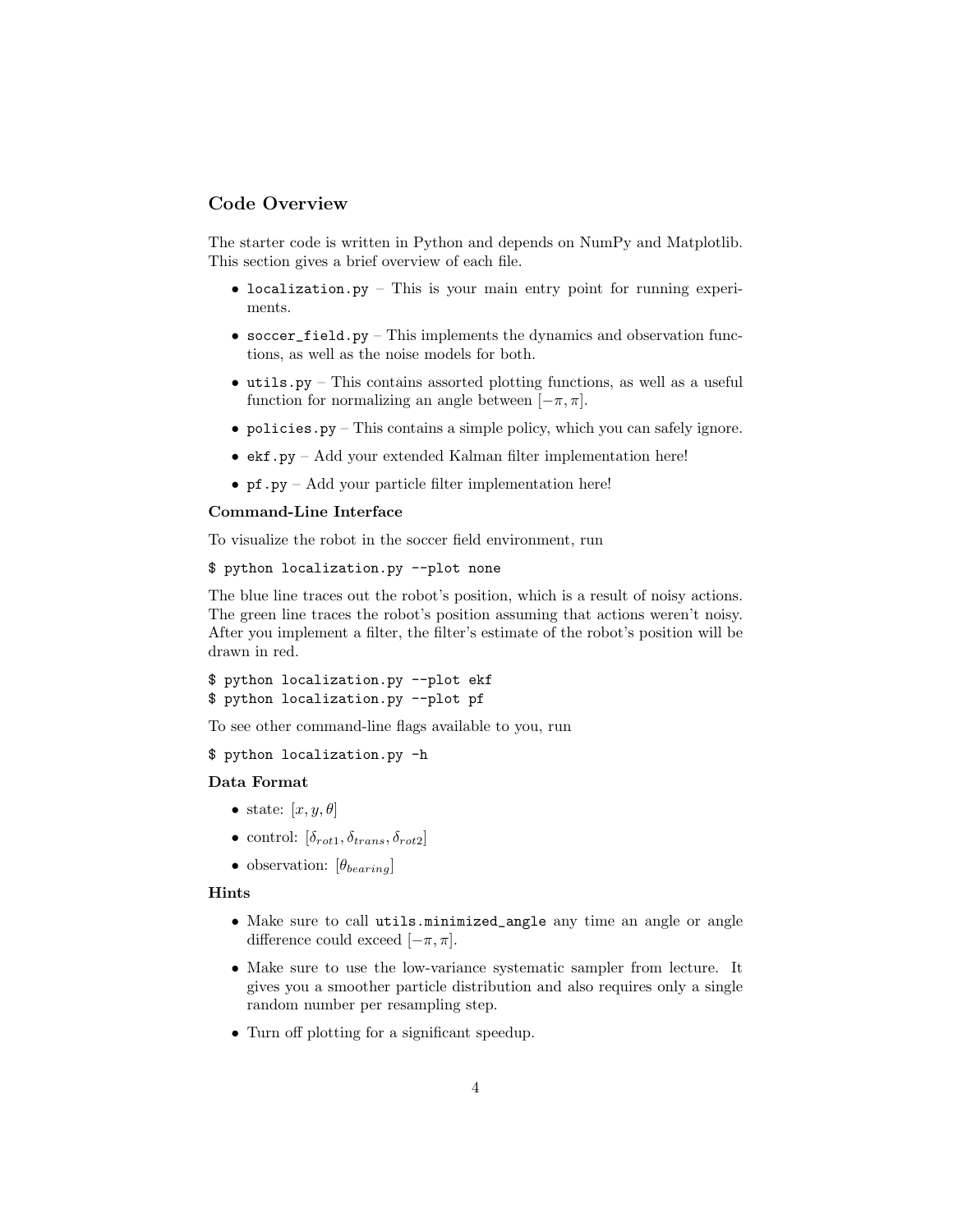## Code Overview

The starter code is written in Python and depends on NumPy and Matplotlib. This section gives a brief overview of each file.

- `localization.py` – This is your main entry point for running experiments.
- `soccer_field.py` – This implements the dynamics and observation functions, as well as the noise models for both.
- `utils.py` – This contains assorted plotting functions, as well as a useful function for normalizing an angle between $[-\pi, \pi]$.
- `policies.py` – This contains a simple policy, which you can safely ignore.
- `ekf.py` – Add your extended Kalman filter implementation here!
- `pf.py` – Add your particle filter implementation here!

### Command-Line Interface

To visualize the robot in the soccer field environment, run

```
$ python localization.py --plot none
```

The blue line traces out the robot's position, which is a result of noisy actions. The green line traces the robot's position assuming that actions weren't noisy. After you implement a filter, the filter's estimate of the robot's position will be drawn in red.

```
$ python localization.py --plot ekf
$ python localization.py --plot pf
```

To see other command-line flags available to you, run

```
$ python localization.py -h
```

### Data Format

- state: $[x, y, \theta]$
- control: $[\delta_{rot1}, \delta_{trans}, \delta_{rot2}]$
- observation: $[\theta_{bearing}]$

### Hints

- Make sure to call `utils.minimized_angle` any time an angle or angle difference could exceed $[-\pi, \pi]$.
- Make sure to use the low-variance systematic sampler from lecture. It gives you a smoother particle distribution and also requires only a single random number per resampling step.
- Turn off plotting for a significant speedup.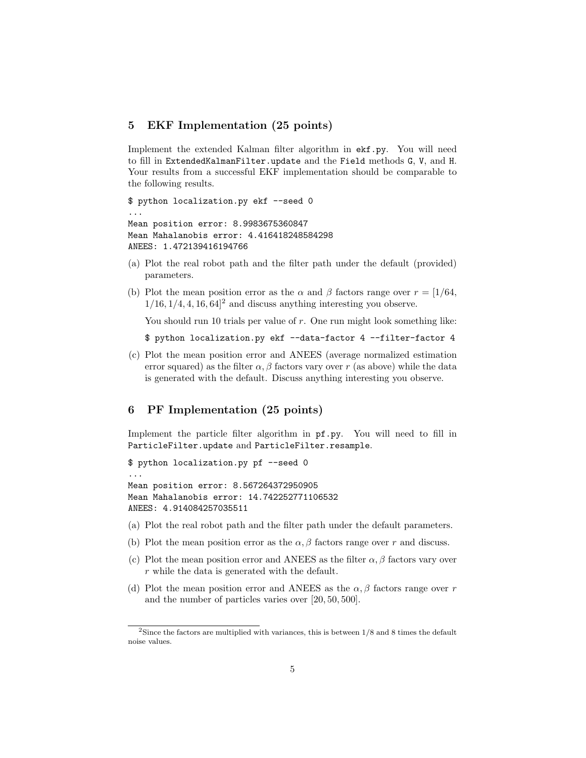## 5 EKF Implementation (25 points)

Implement the extended Kalman filter algorithm in `ekf.py`. You will need to fill in `ExtendedKalmanFilter.update` and the `Field` methods `G`, `V`, and `H`. Your results from a successful EKF implementation should be comparable to the following results.

```
$ python localization.py ekf --seed 0
...
Mean position error: 8.9983675360847
Mean Mahalanobis error: 4.416418248584298
ANEES: 1.472139416194766
```

(a) Plot the real robot path and the filter path under the default (provided) parameters.

(b) Plot the mean position error as the $\alpha$ and $\beta$ factors range over $r = [1/64, 1/16, 1/4, 4, 16, 64]$[2] and discuss anything interesting you observe.

You should run 10 trials per value of $r$. One run might look something like:

```
$ python localization.py ekf --data-factor 4 --filter-factor 4
```

(c) Plot the mean position error and ANEES (average normalized estimation error squared) as the filter $\alpha, \beta$ factors vary over $r$ (as above) while the data is generated with the default. Discuss anything interesting you observe.

## 6 PF Implementation (25 points)

Implement the particle filter algorithm in `pf.py`. You will need to fill in `ParticleFilter.update` and `ParticleFilter.resample`.

```
$ python localization.py pf --seed 0
...
Mean position error: 8.567264372950905
Mean Mahalanobis error: 14.742252771106532
ANEES: 4.914084257035511
```

(a) Plot the real robot path and the filter path under the default parameters.

(b) Plot the mean position error as the $\alpha, \beta$ factors range over $r$ and discuss.

(c) Plot the mean position error and ANEES as the filter $\alpha, \beta$ factors vary over $r$ while the data is generated with the default.

(d) Plot the mean position error and ANEES as the $\alpha, \beta$ factors range over $r$ and the number of particles varies over $[20, 50, 500]$.

---

[2] Since the factors are multiplied with variances, this is between 1/8 and 8 times the default noise values.